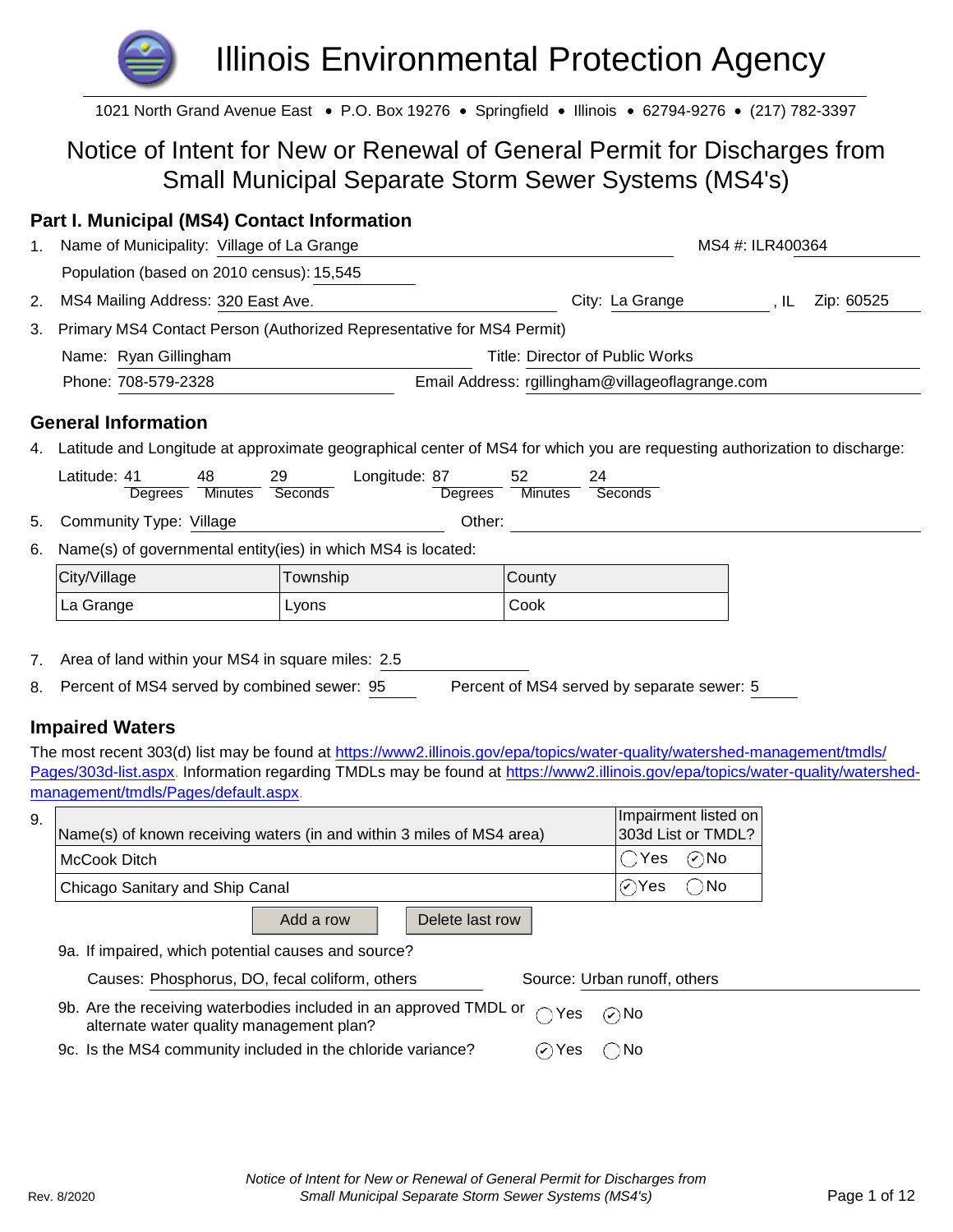# Illinois Environmental Protection Agency

1021 North Grand Avenue East • P.O. Box 19276 • Springfield • Illinois • 62794-9276 • (217) 782-3397

## Notice of Intent for New or Renewal of General Permit for Discharges from Small Municipal Separate Storm Sewer Systems (MS4's)

### Part I. Municipal (MS4) Contact Information

1. Name of Municipality: Village of La Grange MS4 #: ILR400364

   Population (based on 2010 census): 15,545

2. MS4 Mailing Address: 320 East Ave. City: La Grange , IL Zip: 60525

3. Primary MS4 Contact Person (Authorized Representative for MS4 Permit)

   Name: Ryan Gillingham Title: Director of Public Works

   Phone: 708-579-2328 Email Address: rgillingham@villageoflagrange.com

### General Information

4. Latitude and Longitude at approximate geographical center of MS4 for which you are requesting authorization to discharge:

   Latitude: 41 Degrees 48 Minutes 29 Seconds Longitude: 87 Degrees 52 Minutes 24 Seconds

5. Community Type: Village Other:

6. Name(s) of governmental entity(ies) in which MS4 is located:

| City/Village | Township | County |
|---|---|---|
| La Grange | Lyons | Cook |

7. Area of land within your MS4 in square miles: 2.5

8. Percent of MS4 served by combined sewer: 95 Percent of MS4 served by separate sewer: 5

### Impaired Waters

The most recent 303(d) list may be found at https://www2.illinois.gov/epa/topics/water-quality/watershed-management/tmdls/Pages/303d-list.aspx. Information regarding TMDLs may be found at https://www2.illinois.gov/epa/topics/water-quality/watershed-management/tmdls/Pages/default.aspx.

9.

| Name(s) of known receiving waters (in and within 3 miles of MS4 area) | Impairment listed on 303d List or TMDL? |
|---|---|
| McCook Ditch | ◯ Yes ☑ No |
| Chicago Sanitary and Ship Canal | ☑ Yes ◯ No |

9a. If impaired, which potential causes and source?

   Causes: Phosphorus, DO, fecal coliform, others Source: Urban runoff, others

9b. Are the receiving waterbodies included in an approved TMDL or alternate water quality management plan? ◯ Yes ☑ No

9c. Is the MS4 community included in the chloride variance? ☑ Yes ◯ No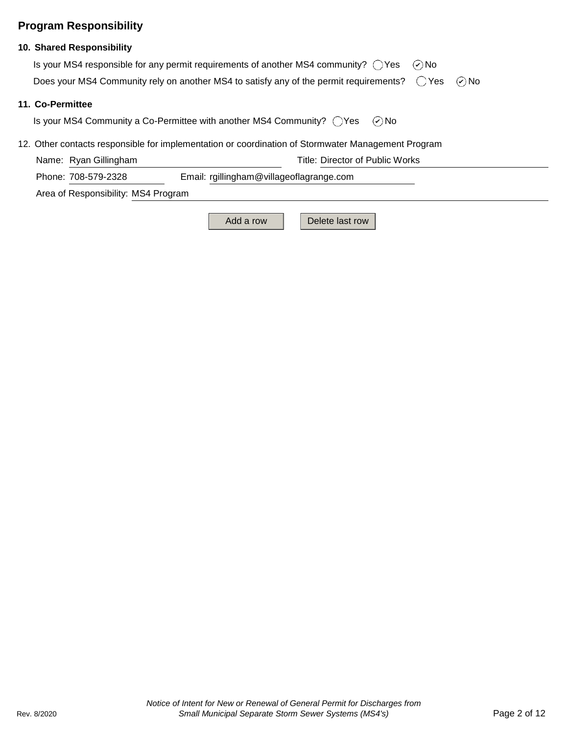## Program Responsibility

### 10. Shared Responsibility

Is your MS4 responsible for any permit requirements of another MS4 community? ◯ Yes ☑ No

Does your MS4 Community rely on another MS4 to satisfy any of the permit requirements? ◯ Yes ☑ No

### 11. Co-Permittee

Is your MS4 Community a Co-Permittee with another MS4 Community? ◯ Yes ☑ No

12. Other contacts responsible for implementation or coordination of Stormwater Management Program

Name: Ryan Gillingham Title: Director of Public Works

Phone: 708-579-2328 Email: rgillingham@villageoflagrange.com

Area of Responsibility: MS4 Program

Add a row | Delete last row

*Notice of Intent for New or Renewal of General Permit for Discharges from Small Municipal Separate Storm Sewer Systems (MS4's)*

Rev. 8/2020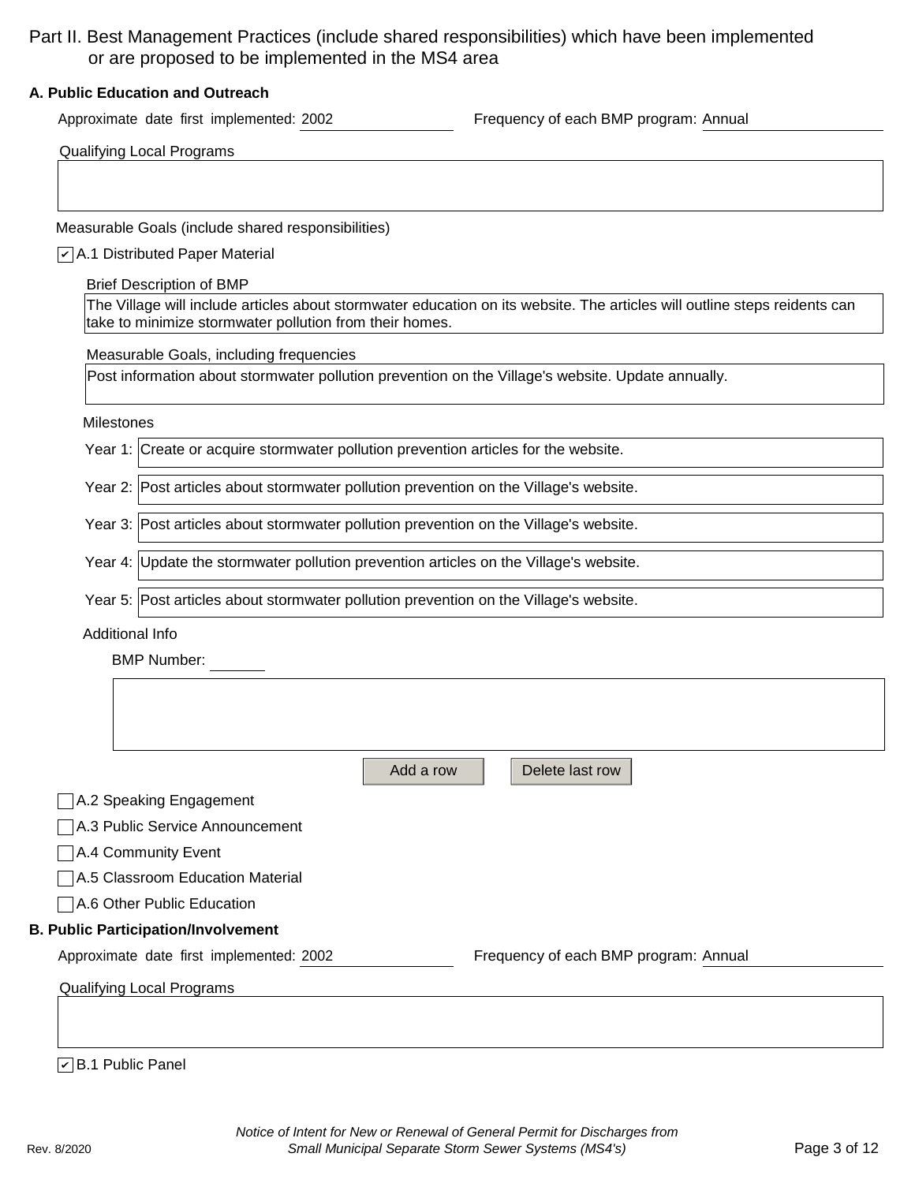## Part II. Best Management Practices (include shared responsibilities) which have been implemented or are proposed to be implemented in the MS4 area

### A. Public Education and Outreach

Approximate date first implemented: 2002

Frequency of each BMP program: Annual

Qualifying Local Programs

Measurable Goals (include shared responsibilities)

☑ A.1 Distributed Paper Material

Brief Description of BMP

The Village will include articles about stormwater education on its website. The articles will outline steps reidents can take to minimize stormwater pollution from their homes.

Measurable Goals, including frequencies

Post information about stormwater pollution prevention on the Village's website. Update annually.

Milestones

| | |
|---|---|
| Year 1: | Create or acquire stormwater pollution prevention articles for the website. |
| Year 2: | Post articles about stormwater pollution prevention on the Village's website. |
| Year 3: | Post articles about stormwater pollution prevention on the Village's website. |
| Year 4: | Update the stormwater pollution prevention articles on the Village's website. |
| Year 5: | Post articles about stormwater pollution prevention on the Village's website. |

Additional Info

BMP Number:

Add a row | Delete last row

☐ A.2 Speaking Engagement

☐ A.3 Public Service Announcement

☐ A.4 Community Event

☐ A.5 Classroom Education Material

☐ A.6 Other Public Education

### B. Public Participation/Involvement

Approximate date first implemented: 2002

Frequency of each BMP program: Annual

Qualifying Local Programs

☑ B.1 Public Panel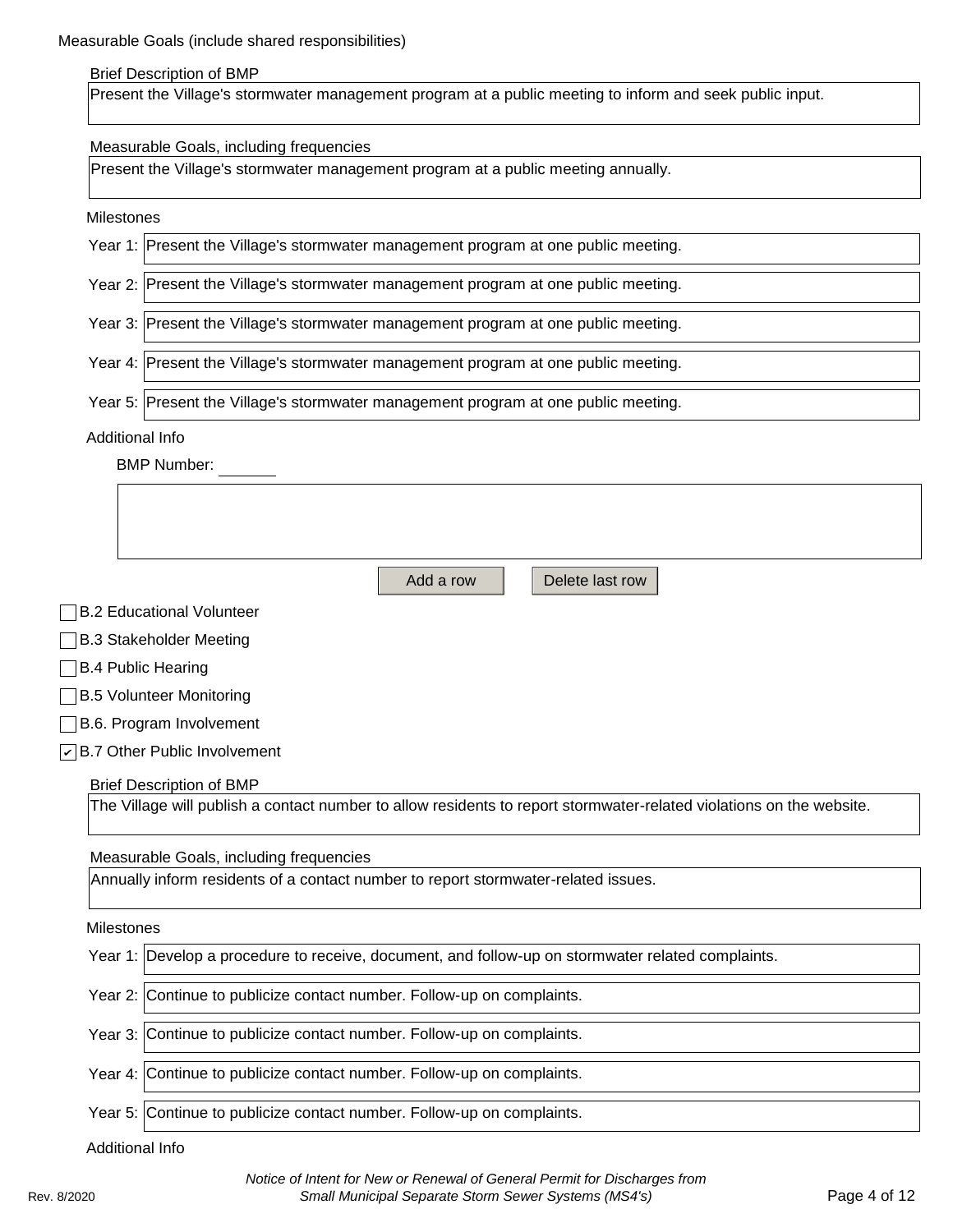Measurable Goals (include shared responsibilities)

Brief Description of BMP

Present the Village's stormwater management program at a public meeting to inform and seek public input.

Measurable Goals, including frequencies

Present the Village's stormwater management program at a public meeting annually.

Milestones

| | |
|---|---|
| Year 1: | Present the Village's stormwater management program at one public meeting. |
| Year 2: | Present the Village's stormwater management program at one public meeting. |
| Year 3: | Present the Village's stormwater management program at one public meeting. |
| Year 4: | Present the Village's stormwater management program at one public meeting. |
| Year 5: | Present the Village's stormwater management program at one public meeting. |

Additional Info

BMP Number: ______

Add a row | Delete last row

- [ ] B.2 Educational Volunteer
- [ ] B.3 Stakeholder Meeting
- [ ] B.4 Public Hearing
- [ ] B.5 Volunteer Monitoring
- [ ] B.6. Program Involvement
- [x] B.7 Other Public Involvement

Brief Description of BMP

The Village will publish a contact number to allow residents to report stormwater-related violations on the website.

Measurable Goals, including frequencies

Annually inform residents of a contact number to report stormwater-related issues.

Milestones

| | |
|---|---|
| Year 1: | Develop a procedure to receive, document, and follow-up on stormwater related complaints. |
| Year 2: | Continue to publicize contact number. Follow-up on complaints. |
| Year 3: | Continue to publicize contact number. Follow-up on complaints. |
| Year 4: | Continue to publicize contact number. Follow-up on complaints. |
| Year 5: | Continue to publicize contact number. Follow-up on complaints. |

Additional Info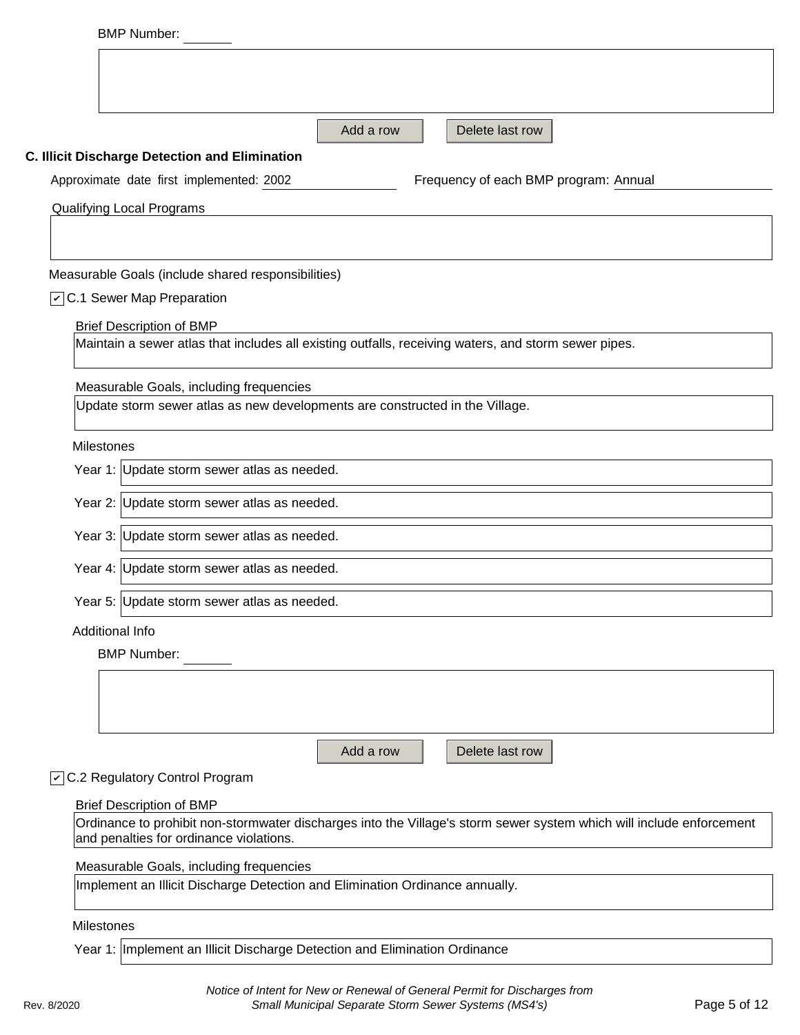BMP Number: 

Add a row | Delete last row

**C. Illicit Discharge Detection and Elimination**

Approximate date first implemented: 2002 | Frequency of each BMP program: Annual

Qualifying Local Programs

Measurable Goals (include shared responsibilities)

☑ C.1 Sewer Map Preparation

Brief Description of BMP

Maintain a sewer atlas that includes all existing outfalls, receiving waters, and storm sewer pipes.

Measurable Goals, including frequencies

Update storm sewer atlas as new developments are constructed in the Village.

Milestones

Year 1: Update storm sewer atlas as needed.

Year 2: Update storm sewer atlas as needed.

Year 3: Update storm sewer atlas as needed.

Year 4: Update storm sewer atlas as needed.

Year 5: Update storm sewer atlas as needed.

Additional Info

BMP Number: 

Add a row | Delete last row

☑ C.2 Regulatory Control Program

Brief Description of BMP

Ordinance to prohibit non-stormwater discharges into the Village's storm sewer system which will include enforcement and penalties for ordinance violations.

Measurable Goals, including frequencies

Implement an Illicit Discharge Detection and Elimination Ordinance annually.

Milestones

Year 1: Implement an Illicit Discharge Detection and Elimination Ordinance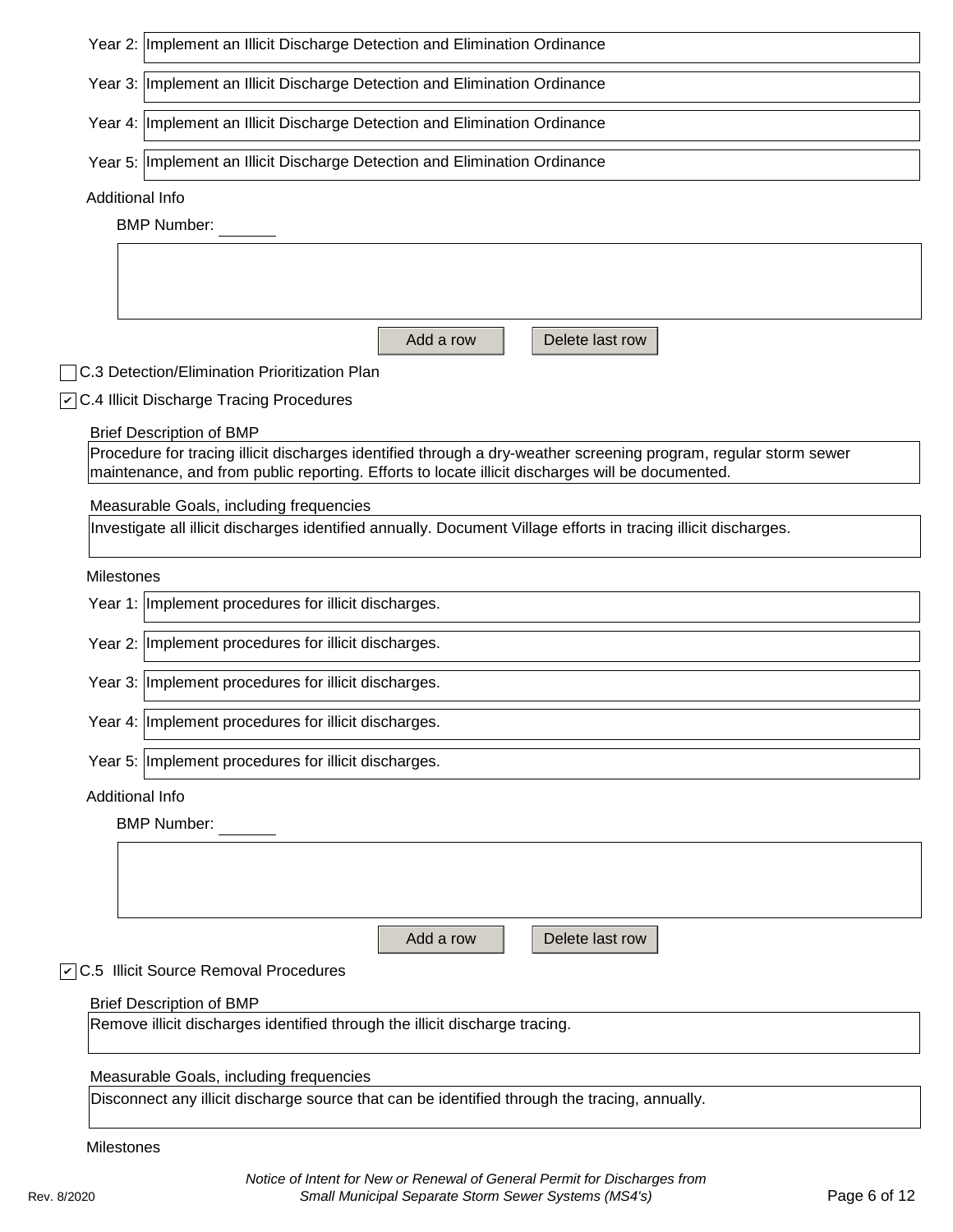Year 2: Implement an Illicit Discharge Detection and Elimination Ordinance

Year 3: Implement an Illicit Discharge Detection and Elimination Ordinance

Year 4: Implement an Illicit Discharge Detection and Elimination Ordinance

Year 5: Implement an Illicit Discharge Detection and Elimination Ordinance

Additional Info

BMP Number: 

Add a row | Delete last row

☐ C.3 Detection/Elimination Prioritization Plan

☑ C.4 Illicit Discharge Tracing Procedures

Brief Description of BMP

Procedure for tracing illicit discharges identified through a dry-weather screening program, regular storm sewer maintenance, and from public reporting. Efforts to locate illicit discharges will be documented.

Measurable Goals, including frequencies

Investigate all illicit discharges identified annually. Document Village efforts in tracing illicit discharges.

Milestones

Year 1: Implement procedures for illicit discharges.

Year 2: Implement procedures for illicit discharges.

Year 3: Implement procedures for illicit discharges.

Year 4: Implement procedures for illicit discharges.

Year 5: Implement procedures for illicit discharges.

Additional Info

BMP Number: 

Add a row | Delete last row

☑ C.5 Illicit Source Removal Procedures

Brief Description of BMP

Remove illicit discharges identified through the illicit discharge tracing.

Measurable Goals, including frequencies

Disconnect any illicit discharge source that can be identified through the tracing, annually.

Milestones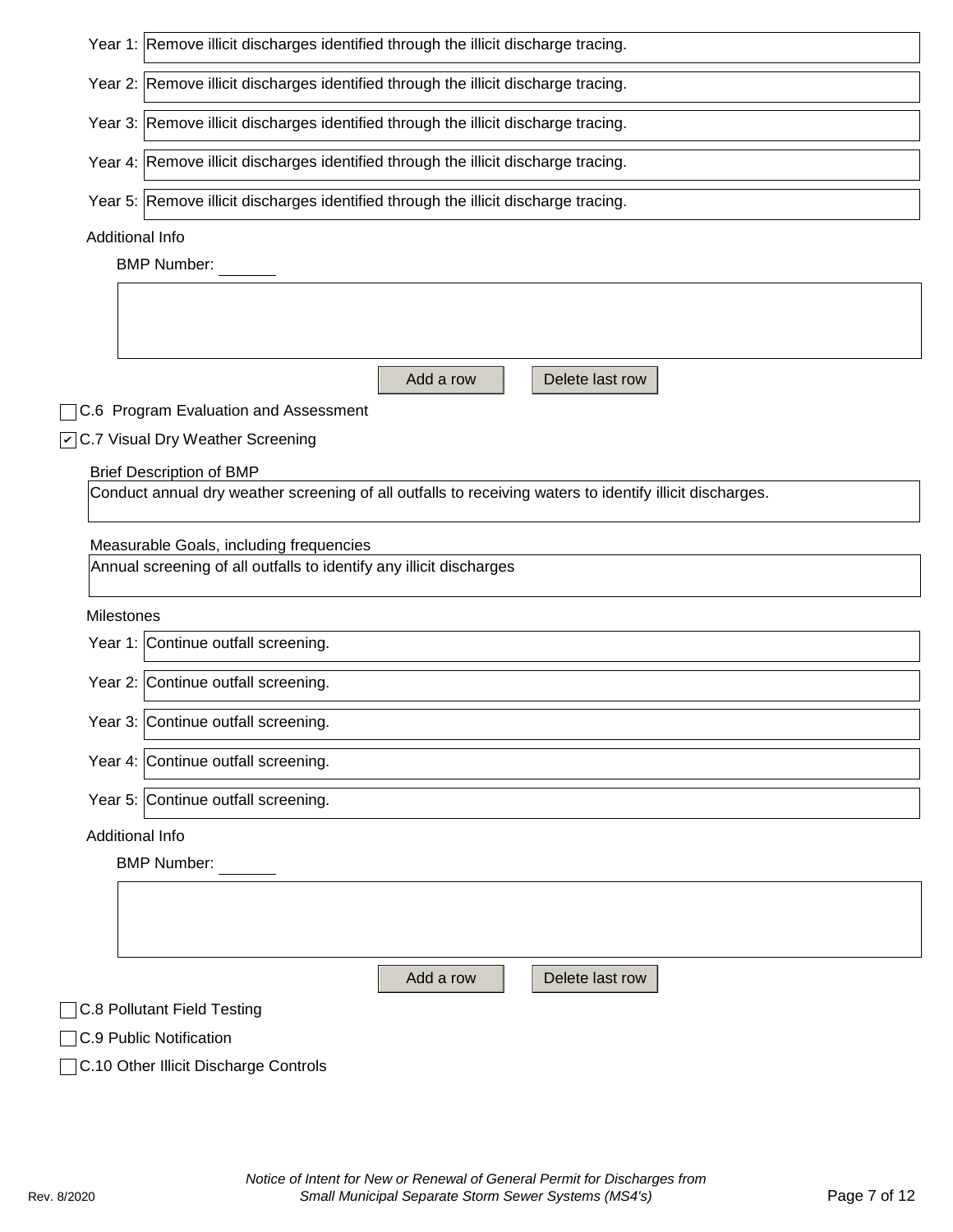Year 1: Remove illicit discharges identified through the illicit discharge tracing.

Year 2: Remove illicit discharges identified through the illicit discharge tracing.

Year 3: Remove illicit discharges identified through the illicit discharge tracing.

Year 4: Remove illicit discharges identified through the illicit discharge tracing.

Year 5: Remove illicit discharges identified through the illicit discharge tracing.

Additional Info

BMP Number: ______

Add a row | Delete last row

☐ C.6 Program Evaluation and Assessment

☑ C.7 Visual Dry Weather Screening

Brief Description of BMP

Conduct annual dry weather screening of all outfalls to receiving waters to identify illicit discharges.

Measurable Goals, including frequencies

Annual screening of all outfalls to identify any illicit discharges

Milestones

Year 1: Continue outfall screening.

Year 2: Continue outfall screening.

Year 3: Continue outfall screening.

Year 4: Continue outfall screening.

Year 5: Continue outfall screening.

Additional Info

BMP Number: ______

Add a row | Delete last row

☐ C.8 Pollutant Field Testing

☐ C.9 Public Notification

☐ C.10 Other Illicit Discharge Controls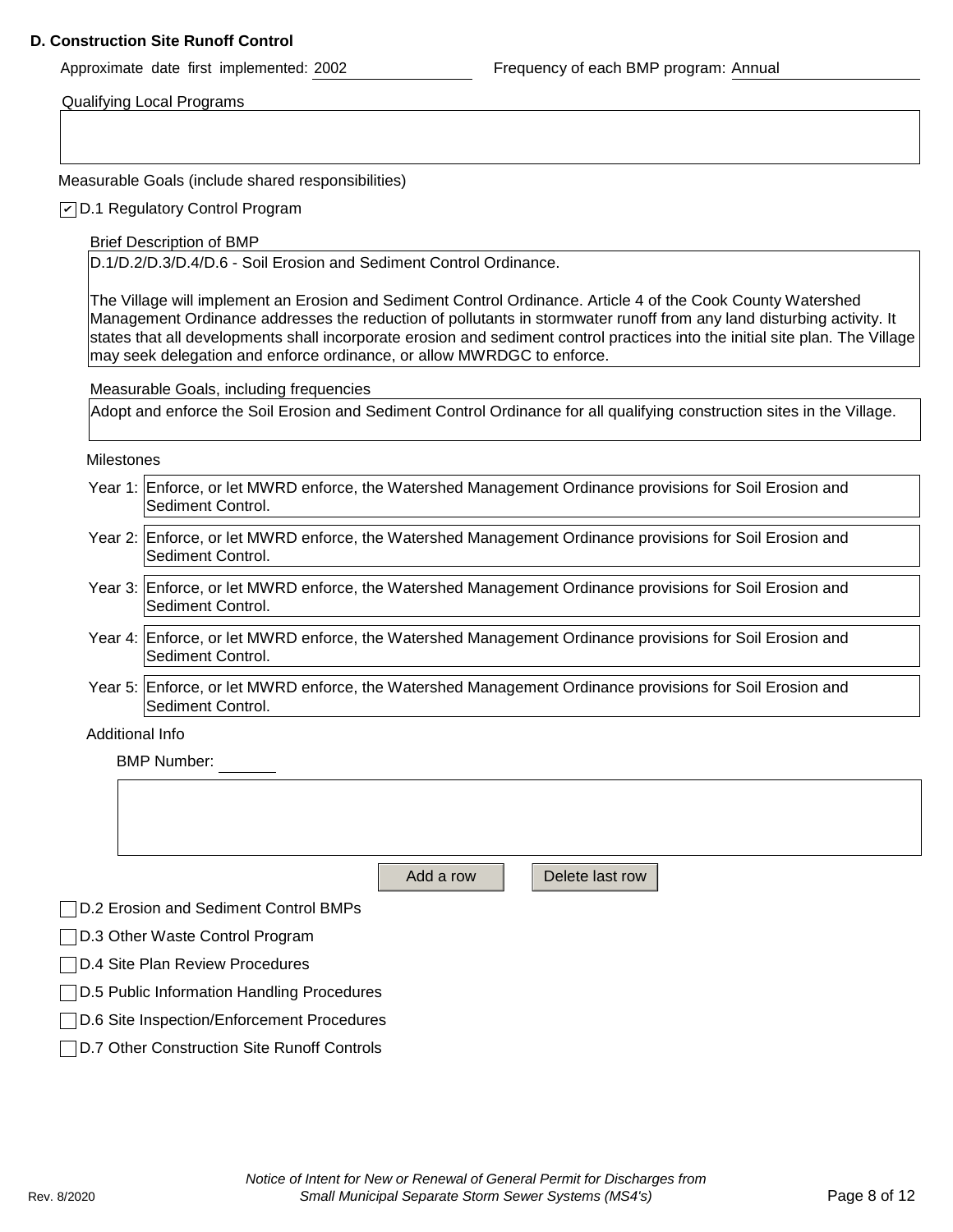## D. Construction Site Runoff Control

Approximate date first implemented: 2002

Frequency of each BMP program: Annual

Qualifying Local Programs

Measurable Goals (include shared responsibilities)

- [x] D.1 Regulatory Control Program

Brief Description of BMP

D.1/D.2/D.3/D.4/D.6 - Soil Erosion and Sediment Control Ordinance.

The Village will implement an Erosion and Sediment Control Ordinance. Article 4 of the Cook County Watershed Management Ordinance addresses the reduction of pollutants in stormwater runoff from any land disturbing activity. It states that all developments shall incorporate erosion and sediment control practices into the initial site plan. The Village may seek delegation and enforce ordinance, or allow MWRDGC to enforce.

Measurable Goals, including frequencies

Adopt and enforce the Soil Erosion and Sediment Control Ordinance for all qualifying construction sites in the Village.

Milestones

Year 1: Enforce, or let MWRD enforce, the Watershed Management Ordinance provisions for Soil Erosion and Sediment Control.

Year 2: Enforce, or let MWRD enforce, the Watershed Management Ordinance provisions for Soil Erosion and Sediment Control.

Year 3: Enforce, or let MWRD enforce, the Watershed Management Ordinance provisions for Soil Erosion and Sediment Control.

Year 4: Enforce, or let MWRD enforce, the Watershed Management Ordinance provisions for Soil Erosion and Sediment Control.

Year 5: Enforce, or let MWRD enforce, the Watershed Management Ordinance provisions for Soil Erosion and Sediment Control.

Additional Info

BMP Number:

- [ ] D.2 Erosion and Sediment Control BMPs
- [ ] D.3 Other Waste Control Program
- [ ] D.4 Site Plan Review Procedures
- [ ] D.5 Public Information Handling Procedures
- [ ] D.6 Site Inspection/Enforcement Procedures
- [ ] D.7 Other Construction Site Runoff Controls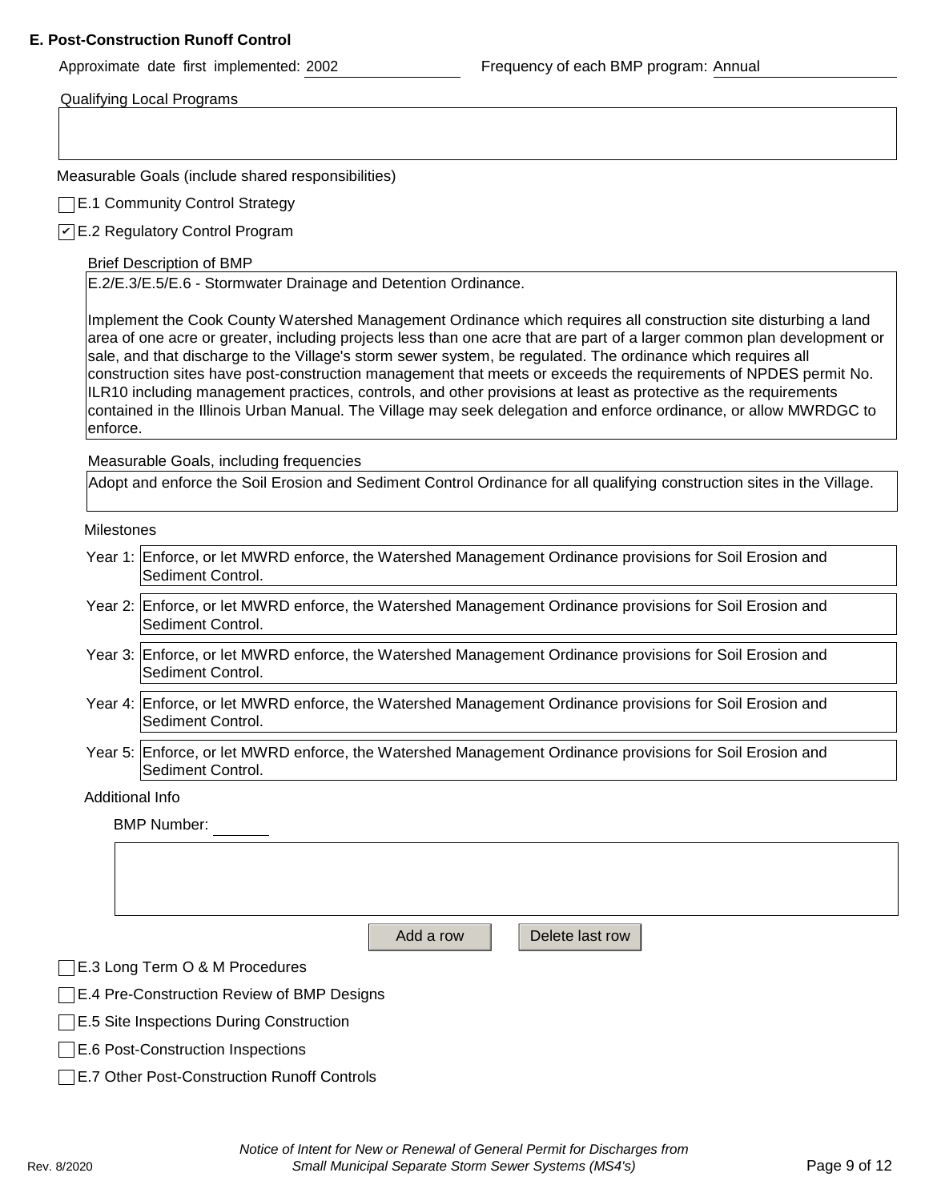**E. Post-Construction Runoff Control**

Approximate date first implemented: 2002

Frequency of each BMP program: Annual

Qualifying Local Programs

Measurable Goals (include shared responsibilities)

☐ E.1 Community Control Strategy

☑ E.2 Regulatory Control Program

Brief Description of BMP

E.2/E.3/E.5/E.6 - Stormwater Drainage and Detention Ordinance.

Implement the Cook County Watershed Management Ordinance which requires all construction site disturbing a land area of one acre or greater, including projects less than one acre that are part of a larger common plan development or sale, and that discharge to the Village's storm sewer system, be regulated. The ordinance which requires all construction sites have post-construction management that meets or exceeds the requirements of NPDES permit No. ILR10 including management practices, controls, and other provisions at least as protective as the requirements contained in the Illinois Urban Manual. The Village may seek delegation and enforce ordinance, or allow MWRDGC to enforce.

Measurable Goals, including frequencies

Adopt and enforce the Soil Erosion and Sediment Control Ordinance for all qualifying construction sites in the Village.

Milestones

Year 1: Enforce, or let MWRD enforce, the Watershed Management Ordinance provisions for Soil Erosion and Sediment Control.

Year 2: Enforce, or let MWRD enforce, the Watershed Management Ordinance provisions for Soil Erosion and Sediment Control.

Year 3: Enforce, or let MWRD enforce, the Watershed Management Ordinance provisions for Soil Erosion and Sediment Control.

Year 4: Enforce, or let MWRD enforce, the Watershed Management Ordinance provisions for Soil Erosion and Sediment Control.

Year 5: Enforce, or let MWRD enforce, the Watershed Management Ordinance provisions for Soil Erosion and Sediment Control.

Additional Info

BMP Number: 

Add a row | Delete last row

☐ E.3 Long Term O & M Procedures

☐ E.4 Pre-Construction Review of BMP Designs

☐ E.5 Site Inspections During Construction

☐ E.6 Post-Construction Inspections

☐ E.7 Other Post-Construction Runoff Controls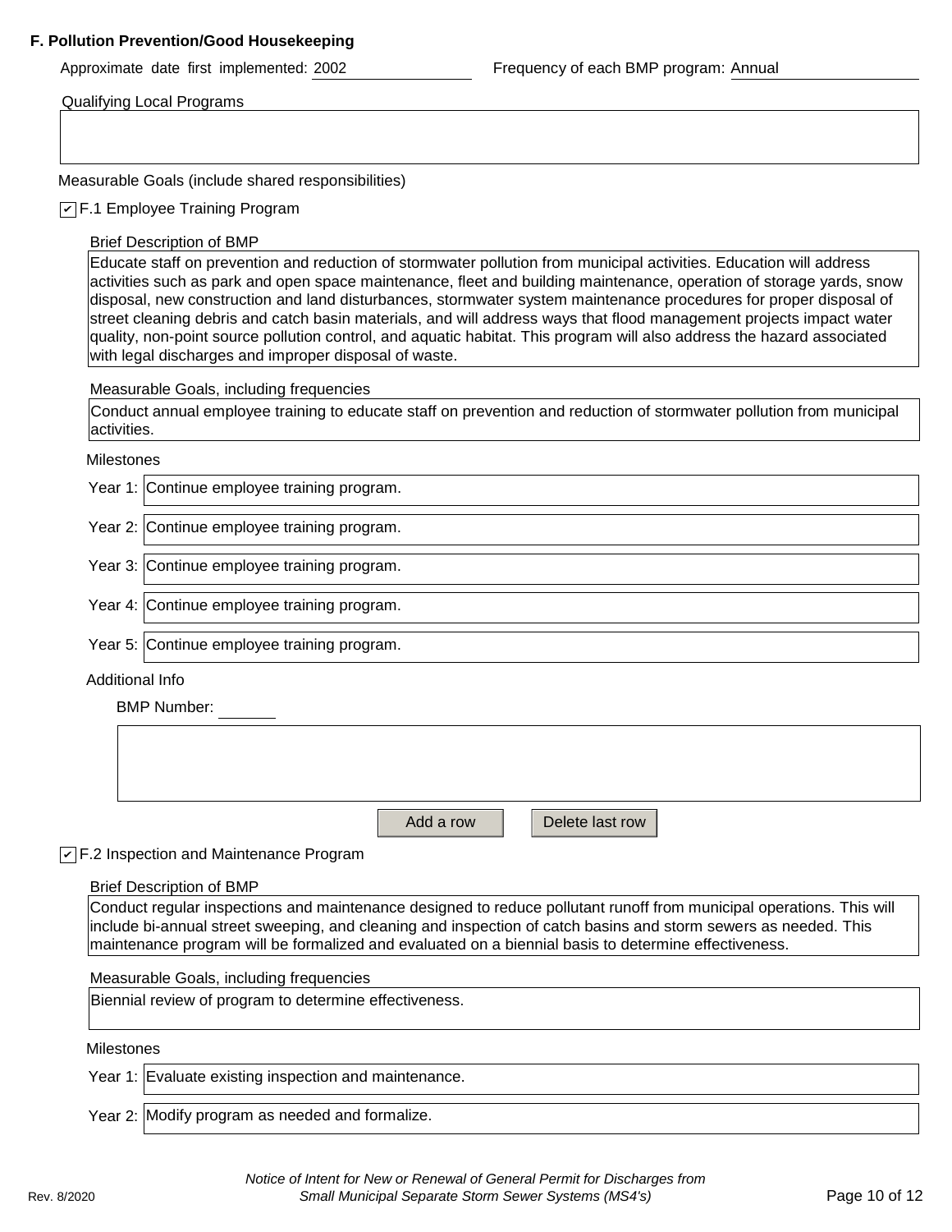**F. Pollution Prevention/Good Housekeeping**

Approximate date first implemented: 2002

Frequency of each BMP program: Annual

Qualifying Local Programs

Measurable Goals (include shared responsibilities)

☑ F.1 Employee Training Program

Brief Description of BMP

Educate staff on prevention and reduction of stormwater pollution from municipal activities. Education will address activities such as park and open space maintenance, fleet and building maintenance, operation of storage yards, snow disposal, new construction and land disturbances, stormwater system maintenance procedures for proper disposal of street cleaning debris and catch basin materials, and will address ways that flood management projects impact water quality, non-point source pollution control, and aquatic habitat. This program will also address the hazard associated with legal discharges and improper disposal of waste.

Measurable Goals, including frequencies

Conduct annual employee training to educate staff on prevention and reduction of stormwater pollution from municipal activities.

Milestones

| Year | Milestone |
|---|---|
| Year 1: | Continue employee training program. |
| Year 2: | Continue employee training program. |
| Year 3: | Continue employee training program. |
| Year 4: | Continue employee training program. |
| Year 5: | Continue employee training program. |

Additional Info

BMP Number:

☑ F.2 Inspection and Maintenance Program

Brief Description of BMP

Conduct regular inspections and maintenance designed to reduce pollutant runoff from municipal operations. This will include bi-annual street sweeping, and cleaning and inspection of catch basins and storm sewers as needed. This maintenance program will be formalized and evaluated on a biennial basis to determine effectiveness.

Measurable Goals, including frequencies

Biennial review of program to determine effectiveness.

Milestones

| Year | Milestone |
|---|---|
| Year 1: | Evaluate existing inspection and maintenance. |
| Year 2: | Modify program as needed and formalize. |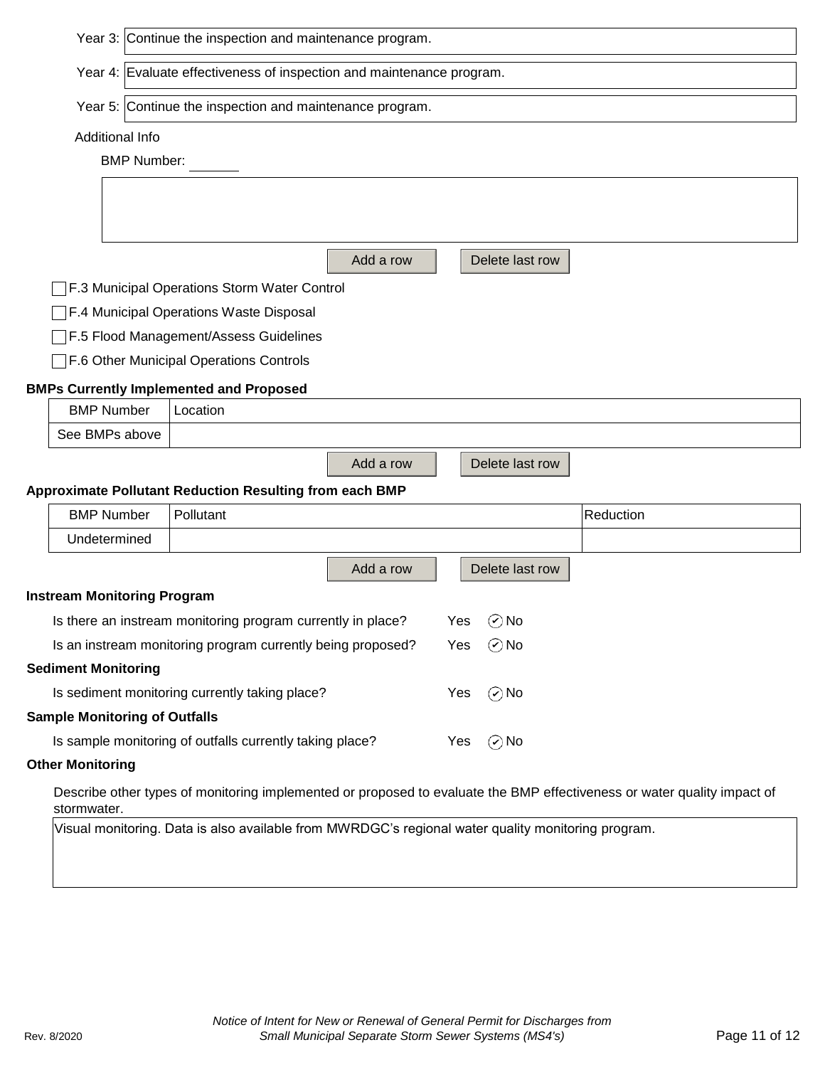Year 3: Continue the inspection and maintenance program.

Year 4: Evaluate effectiveness of inspection and maintenance program.

Year 5: Continue the inspection and maintenance program.

Additional Info

BMP Number: \_\_\_\_\_\_

Add a row | Delete last row

☐ F.3 Municipal Operations Storm Water Control

☐ F.4 Municipal Operations Waste Disposal

☐ F.5 Flood Management/Assess Guidelines

☐ F.6 Other Municipal Operations Controls

**BMPs Currently Implemented and Proposed**

| BMP Number | Location |
|---|---|
| See BMPs above | |

Add a row | Delete last row

**Approximate Pollutant Reduction Resulting from each BMP**

| BMP Number | Pollutant | Reduction |
|---|---|---|
| Undetermined | | |

Add a row | Delete last row

**Instream Monitoring Program**

Is there an instream monitoring program currently in place? Yes ☑ No

Is an instream monitoring program currently being proposed? Yes ☑ No

**Sediment Monitoring**

Is sediment monitoring currently taking place? Yes ☑ No

**Sample Monitoring of Outfalls**

Is sample monitoring of outfalls currently taking place? Yes ☑ No

**Other Monitoring**

Describe other types of monitoring implemented or proposed to evaluate the BMP effectiveness or water quality impact of stormwater.

Visual monitoring. Data is also available from MWRDGC's regional water quality monitoring program.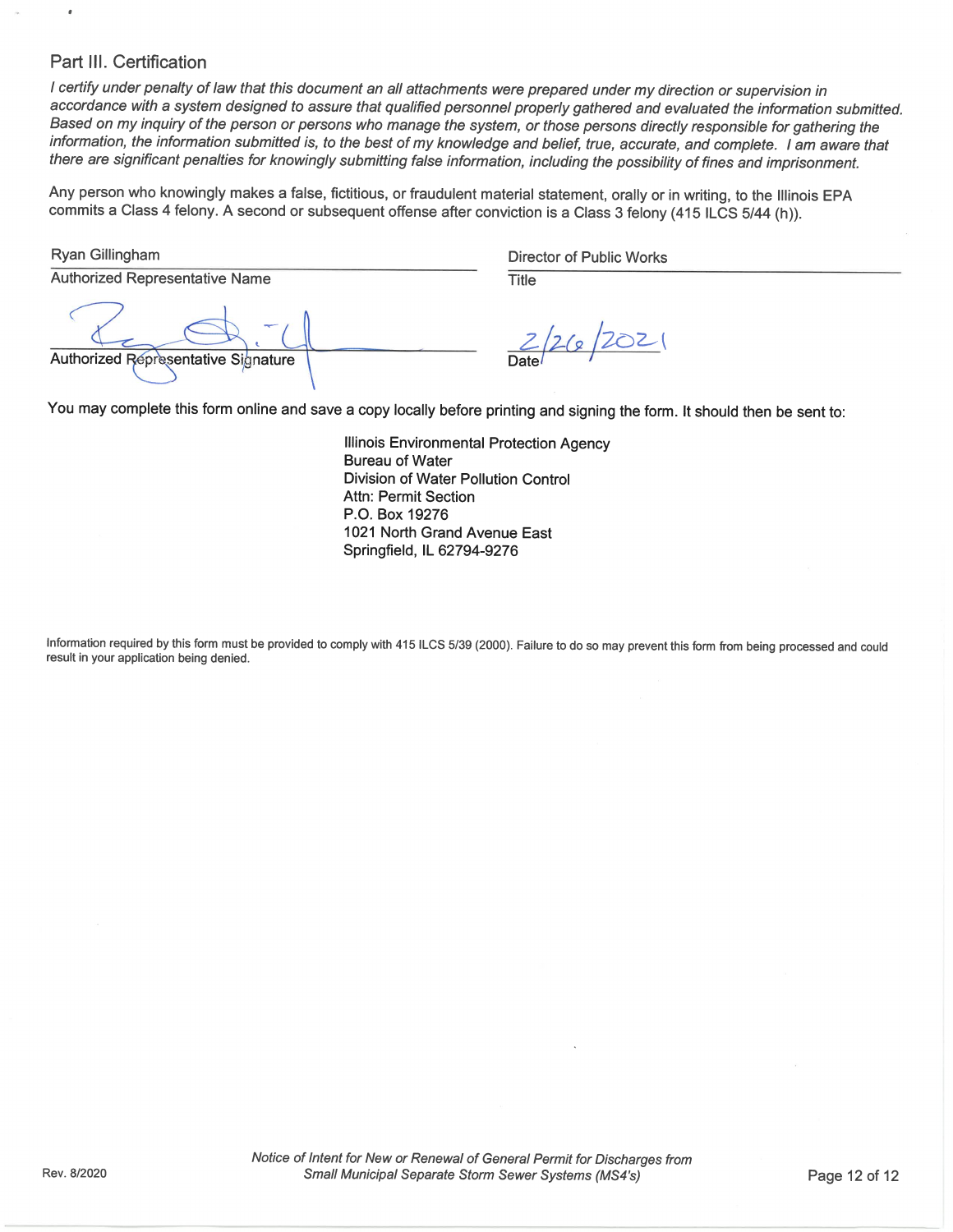## Part III. Certification

*I certify under penalty of law that this document an all attachments were prepared under my direction or supervision in accordance with a system designed to assure that qualified personnel properly gathered and evaluated the information submitted. Based on my inquiry of the person or persons who manage the system, or those persons directly responsible for gathering the information, the information submitted is, to the best of my knowledge and belief, true, accurate, and complete. I am aware that there are significant penalties for knowingly submitting false information, including the possibility of fines and imprisonment.*

Any person who knowingly makes a false, fictitious, or fraudulent material statement, orally or in writing, to the Illinois EPA commits a Class 4 felony. A second or subsequent offense after conviction is a Class 3 felony (415 ILCS 5/44 (h)).

| | |
|---|---|
| Ryan Gillingham | Director of Public Works |
| Authorized Representative Name | Title |
| [signature] | 2/26/2021 |
| Authorized Representative Signature | Date |

You may complete this form online and save a copy locally before printing and signing the form. It should then be sent to:

Illinois Environmental Protection Agency
Bureau of Water
Division of Water Pollution Control
Attn: Permit Section
P.O. Box 19276
1021 North Grand Avenue East
Springfield, IL 62794-9276

Information required by this form must be provided to comply with 415 ILCS 5/39 (2000). Failure to do so may prevent this form from being processed and could result in your application being denied.